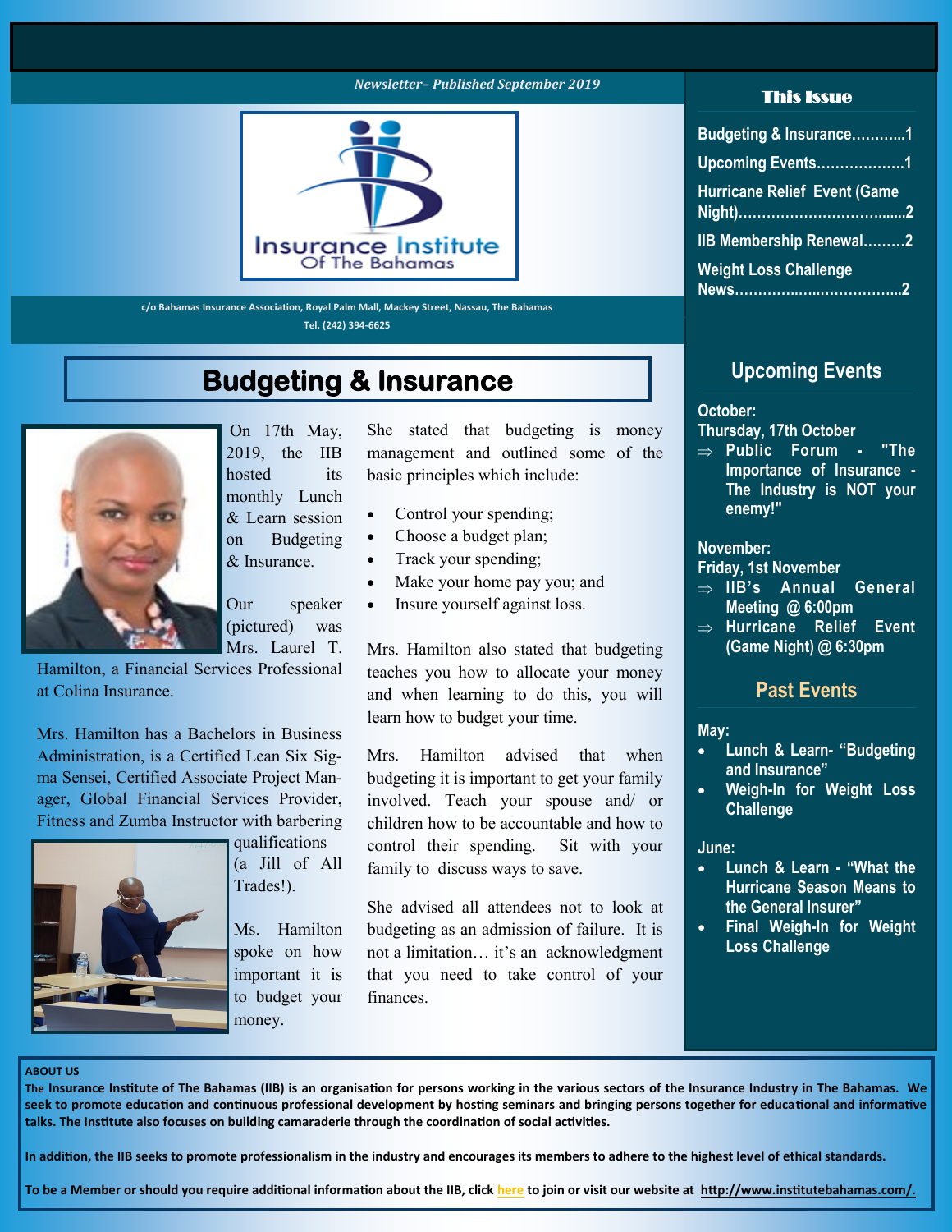*Newsletter– Published September 2019*

Insurance Institute Of The Bahamas

c/o Bahamas Insurance Association, Royal Palm Mall, Mackey Street, Nassau, The Bahamas
Tel. (242) 394-6625

# Budgeting & Insurance

On 17th May, 2019, the IIB hosted its monthly Lunch & Learn session on Budgeting & Insurance.

Our speaker (pictured) was Mrs. Laurel T. Hamilton, a Financial Services Professional at Colina Insurance.

Mrs. Hamilton has a Bachelors in Business Administration, is a Certified Lean Six Sigma Sensei, Certified Associate Project Manager, Global Financial Services Provider, Fitness and Zumba Instructor with barbering qualifications (a Jill of All Trades!).

Ms. Hamilton spoke on how important it is to budget your money.

She stated that budgeting is money management and outlined some of the basic principles which include:

- Control your spending;
- Choose a budget plan;
- Track your spending;
- Make your home pay you; and
- Insure yourself against loss.

Mrs. Hamilton also stated that budgeting teaches you how to allocate your money and when learning to do this, you will learn how to budget your time.

Mrs. Hamilton advised that when budgeting it is important to get your family involved. Teach your spouse and/ or children how to be accountable and how to control their spending. Sit with your family to discuss ways to save.

She advised all attendees not to look at budgeting as an admission of failure. It is not a limitation… it's an acknowledgment that you need to take control of your finances.

## This Issue

- Budgeting & Insurance…………1
- Upcoming Events……………….1
- Hurricane Relief Event (Game Night)……………………………......2
- IIB Membership Renewal………2
- Weight Loss Challenge News……………..……………...2

## Upcoming Events

**October:**
**Thursday, 17th October**
- ⇒ Public Forum - "The Importance of Insurance - The Industry is NOT your enemy!"

**November:**
**Friday, 1st November**
- ⇒ IIB's Annual General Meeting @ 6:00pm
- ⇒ Hurricane Relief Event (Game Night) @ 6:30pm

## Past Events

**May:**
- Lunch & Learn- "Budgeting and Insurance"
- Weigh-In for Weight Loss Challenge

**June:**
- Lunch & Learn - "What the Hurricane Season Means to the General Insurer"
- Final Weigh-In for Weight Loss Challenge

**ABOUT US**

**The Insurance Institute of The Bahamas (IIB) is an organisation for persons working in the various sectors of the Insurance Industry in The Bahamas. We seek to promote education and continuous professional development by hosting seminars and bringing persons together for educational and informative talks. The Institute also focuses on building camaraderie through the coordination of social activities.**

**In addition, the IIB seeks to promote professionalism in the industry and encourages its members to adhere to the highest level of ethical standards.**

**To be a Member or should you require additional information about the IIB, click here to join or visit our website at http://www.institutebahamas.com/.**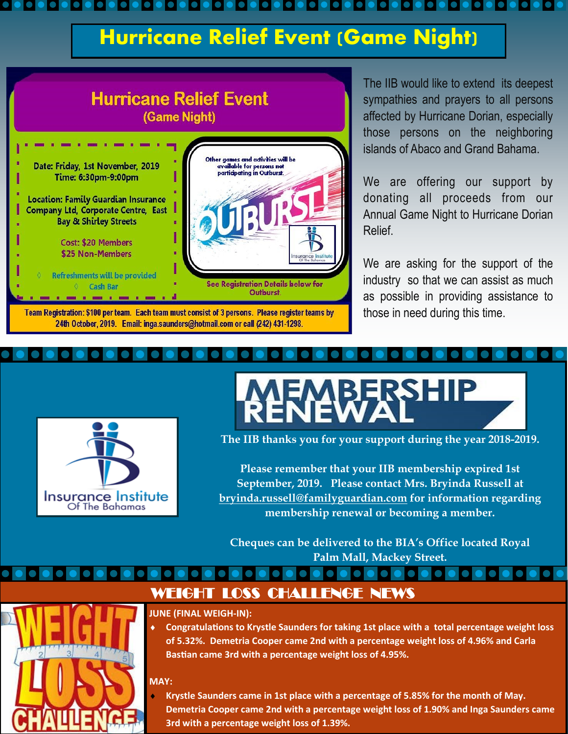# Hurricane Relief Event (Game Night)

## Hurricane Relief Event
(Game Night)

Date: Friday, 1st November, 2019
Time: 6:30pm-9:00pm

Location: Family Guardian Insurance Company Ltd, Corporate Centre, East Bay & Shirley Streets

Cost: $20 Members
$25 Non-Members

- Refreshments will be provided
- Cash Bar

Other games and activities will be available for persons not participating in Outburst.

OUTBURST!

See Registration Details below for Outburst.

Team Registration: $100 per team. Each team must consist of 3 persons. Please register teams by 24th October, 2019. Email: inga.saunders@hotmail.com or call (242) 431-1298.

The IIB would like to extend its deepest sympathies and prayers to all persons affected by Hurricane Dorian, especially those persons on the neighboring islands of Abaco and Grand Bahama.

We are offering our support by donating all proceeds from our Annual Game Night to Hurricane Dorian Relief.

We are asking for the support of the industry so that we can assist as much as possible in providing assistance to those in need during this time.

## MEMBERSHIP RENEWAL

Insurance Institute Of The Bahamas

**The IIB thanks you for your support during the year 2018-2019.**

**Please remember that your IIB membership expired 1st September, 2019. Please contact Mrs. Bryinda Russell at bryinda.russell@familyguardian.com for information regarding membership renewal or becoming a member.**

**Cheques can be delivered to the BIA's Office located Royal Palm Mall, Mackey Street.**

## WEIGHT LOSS CHALLENGE NEWS

**JUNE (FINAL WEIGH-IN):**

- **Congratulations to Krystle Saunders for taking 1st place with a total percentage weight loss of 5.32%. Demetria Cooper came 2nd with a percentage weight loss of 4.96% and Carla Bastian came 3rd with a percentage weight loss of 4.95%.**

**MAY:**

- **Krystle Saunders came in 1st place with a percentage of 5.85% for the month of May. Demetria Cooper came 2nd with a percentage weight loss of 1.90% and Inga Saunders came 3rd with a percentage weight loss of 1.39%.**